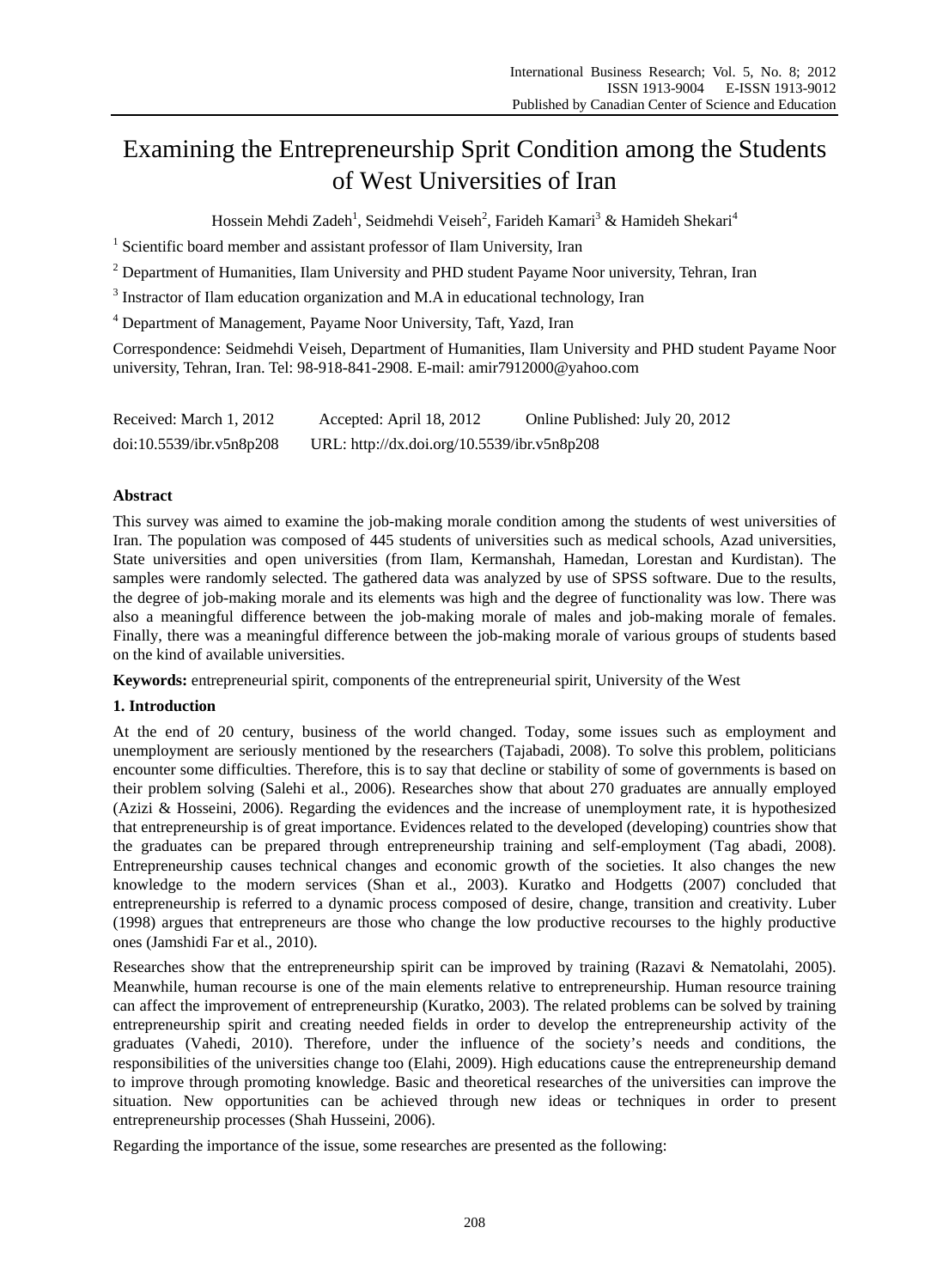# Examining the Entrepreneurship Sprit Condition among the Students of West Universities of Iran

Hossein Mehdi Zadeh[1], Seidmehdi Veiseh[2], Farideh Kamari[3] & Hamideh Shekari[4]

[1] Scientific board member and assistant professor of Ilam University, Iran

[2] Department of Humanities, Ilam University and PHD student Payame Noor university, Tehran, Iran

[3] Instractor of Ilam education organization and M.A in educational technology, Iran

[4] Department of Management, Payame Noor University, Taft, Yazd, Iran

Correspondence: Seidmehdi Veiseh, Department of Humanities, Ilam University and PHD student Payame Noor university, Tehran, Iran. Tel: 98-918-841-2908. E-mail: amir7912000@yahoo.com

Received: March 1, 2012 Accepted: April 18, 2012 Online Published: July 20, 2012

doi:10.5539/ibr.v5n8p208 URL: http://dx.doi.org/10.5539/ibr.v5n8p208

## Abstract

This survey was aimed to examine the job-making morale condition among the students of west universities of Iran. The population was composed of 445 students of universities such as medical schools, Azad universities, State universities and open universities (from Ilam, Kermanshah, Hamedan, Lorestan and Kurdistan). The samples were randomly selected. The gathered data was analyzed by use of SPSS software. Due to the results, the degree of job-making morale and its elements was high and the degree of functionality was low. There was also a meaningful difference between the job-making morale of males and job-making morale of females. Finally, there was a meaningful difference between the job-making morale of various groups of students based on the kind of available universities.

**Keywords:** entrepreneurial spirit, components of the entrepreneurial spirit, University of the West

## 1. Introduction

At the end of 20 century, business of the world changed. Today, some issues such as employment and unemployment are seriously mentioned by the researchers (Tajabadi, 2008). To solve this problem, politicians encounter some difficulties. Therefore, this is to say that decline or stability of some of governments is based on their problem solving (Salehi et al., 2006). Researches show that about 270 graduates are annually employed (Azizi & Hosseini, 2006). Regarding the evidences and the increase of unemployment rate, it is hypothesized that entrepreneurship is of great importance. Evidences related to the developed (developing) countries show that the graduates can be prepared through entrepreneurship training and self-employment (Tag abadi, 2008). Entrepreneurship causes technical changes and economic growth of the societies. It also changes the new knowledge to the modern services (Shan et al., 2003). Kuratko and Hodgetts (2007) concluded that entrepreneurship is referred to a dynamic process composed of desire, change, transition and creativity. Luber (1998) argues that entrepreneurs are those who change the low productive recourses to the highly productive ones (Jamshidi Far et al., 2010).

Researches show that the entrepreneurship spirit can be improved by training (Razavi & Nematolahi, 2005). Meanwhile, human recourse is one of the main elements relative to entrepreneurship. Human resource training can affect the improvement of entrepreneurship (Kuratko, 2003). The related problems can be solved by training entrepreneurship spirit and creating needed fields in order to develop the entrepreneurship activity of the graduates (Vahedi, 2010). Therefore, under the influence of the society's needs and conditions, the responsibilities of the universities change too (Elahi, 2009). High educations cause the entrepreneurship demand to improve through promoting knowledge. Basic and theoretical researches of the universities can improve the situation. New opportunities can be achieved through new ideas or techniques in order to present entrepreneurship processes (Shah Husseini, 2006).

Regarding the importance of the issue, some researches are presented as the following: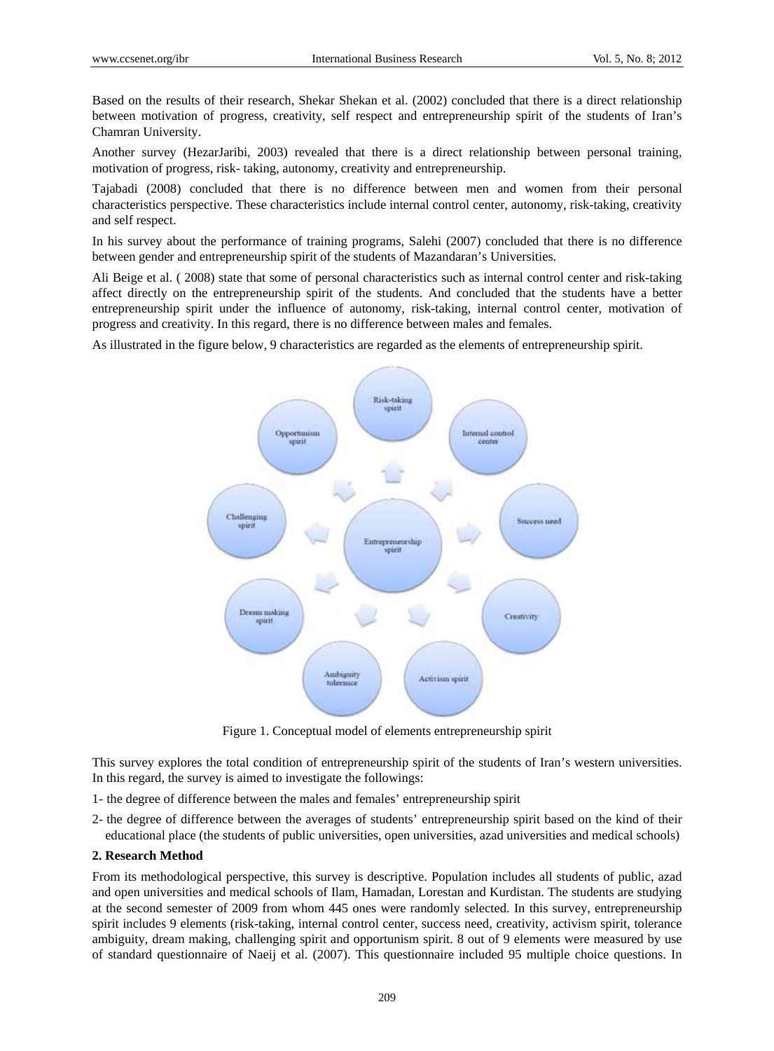Based on the results of their research, Shekar Shekan et al. (2002) concluded that there is a direct relationship between motivation of progress, creativity, self respect and entrepreneurship spirit of the students of Iran's Chamran University.

Another survey (HezarJaribi, 2003) revealed that there is a direct relationship between personal training, motivation of progress, risk- taking, autonomy, creativity and entrepreneurship.

Tajabadi (2008) concluded that there is no difference between men and women from their personal characteristics perspective. These characteristics include internal control center, autonomy, risk-taking, creativity and self respect.

In his survey about the performance of training programs, Salehi (2007) concluded that there is no difference between gender and entrepreneurship spirit of the students of Mazandaran's Universities.

Ali Beige et al. ( 2008) state that some of personal characteristics such as internal control center and risk-taking affect directly on the entrepreneurship spirit of the students. And concluded that the students have a better entrepreneurship spirit under the influence of autonomy, risk-taking, internal control center, motivation of progress and creativity. In this regard, there is no difference between males and females.

As illustrated in the figure below, 9 characteristics are regarded as the elements of entrepreneurship spirit.

Figure 1. Conceptual model of elements entrepreneurship spirit

This survey explores the total condition of entrepreneurship spirit of the students of Iran's western universities. In this regard, the survey is aimed to investigate the followings:

1- the degree of difference between the males and females' entrepreneurship spirit

2- the degree of difference between the averages of students' entrepreneurship spirit based on the kind of their educational place (the students of public universities, open universities, azad universities and medical schools)

**2. Research Method**

From its methodological perspective, this survey is descriptive. Population includes all students of public, azad and open universities and medical schools of Ilam, Hamadan, Lorestan and Kurdistan. The students are studying at the second semester of 2009 from whom 445 ones were randomly selected. In this survey, entrepreneurship spirit includes 9 elements (risk-taking, internal control center, success need, creativity, activism spirit, tolerance ambiguity, dream making, challenging spirit and opportunism spirit. 8 out of 9 elements were measured by use of standard questionnaire of Naeij et al. (2007). This questionnaire included 95 multiple choice questions. In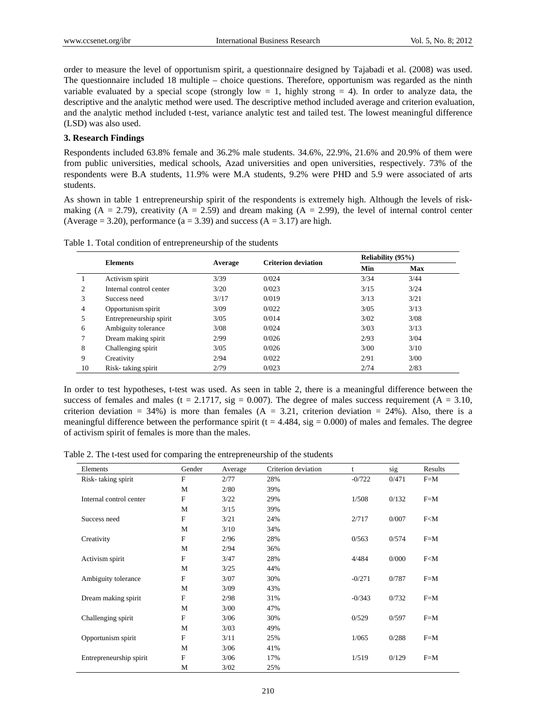order to measure the level of opportunism spirit, a questionnaire designed by Tajabadi et al. (2008) was used. The questionnaire included 18 multiple – choice questions. Therefore, opportunism was regarded as the ninth variable evaluated by a special scope (strongly low = 1, highly strong = 4). In order to analyze data, the descriptive and the analytic method were used. The descriptive method included average and criterion evaluation, and the analytic method included t-test, variance analytic test and tailed test. The lowest meaningful difference (LSD) was also used.

### 3. Research Findings

Respondents included 63.8% female and 36.2% male students. 34.6%, 22.9%, 21.6% and 20.9% of them were from public universities, medical schools, Azad universities and open universities, respectively. 73% of the respondents were B.A students, 11.9% were M.A students, 9.2% were PHD and 5.9 were associated of arts students.

As shown in table 1 entrepreneurship spirit of the respondents is extremely high. Although the levels of risk-making (A = 2.79), creativity (A = 2.59) and dream making (A = 2.99), the level of internal control center (Average = 3.20), performance (a = 3.39) and success (A = 3.17) are high.

Table 1. Total condition of entrepreneurship of the students

| | Elements | Average | Criterion deviation | Reliability (95%) | |
|---|---|---|---|---|---|
| | | | | Min | Max |
| 1 | Activism spirit | 3/39 | 0/024 | 3/34 | 3/44 |
| 2 | Internal control center | 3/20 | 0/023 | 3/15 | 3/24 |
| 3 | Success need | 3//17 | 0/019 | 3/13 | 3/21 |
| 4 | Opportunism spirit | 3/09 | 0/022 | 3/05 | 3/13 |
| 5 | Entrepreneurship spirit | 3/05 | 0/014 | 3/02 | 3/08 |
| 6 | Ambiguity tolerance | 3/08 | 0/024 | 3/03 | 3/13 |
| 7 | Dream making spirit | 2/99 | 0/026 | 2/93 | 3/04 |
| 8 | Challenging spirit | 3/05 | 0/026 | 3/00 | 3/10 |
| 9 | Creativity | 2/94 | 0/022 | 2/91 | 3/00 |
| 10 | Risk- taking spirit | 2/79 | 0/023 | 2/74 | 2/83 |

In order to test hypotheses, t-test was used. As seen in table 2, there is a meaningful difference between the success of females and males (t = 2.1717, sig = 0.007). The degree of males success requirement (A = 3.10, criterion deviation = 34%) is more than females (A = 3.21, criterion deviation = 24%). Also, there is a meaningful difference between the performance spirit (t = 4.484, sig = 0.000) of males and females. The degree of activism spirit of females is more than the males.

Table 2. The t-test used for comparing the entrepreneurship of the students

| Elements | Gender | Average | Criterion deviation | t | sig | Results |
|---|---|---|---|---|---|---|
| Risk- taking spirit | F | 2/77 | 28% | -0/722 | 0/471 | F=M |
| | M | 2/80 | 39% | | | |
| Internal control center | F | 3/22 | 29% | 1/508 | 0/132 | F=M |
| | M | 3/15 | 39% | | | |
| Success need | F | 3/21 | 24% | 2/717 | 0/007 | F<M |
| | M | 3/10 | 34% | | | |
| Creativity | F | 2/96 | 28% | 0/563 | 0/574 | F=M |
| | M | 2/94 | 36% | | | |
| Activism spirit | F | 3/47 | 28% | 4/484 | 0/000 | F<M |
| | M | 3/25 | 44% | | | |
| Ambiguity tolerance | F | 3/07 | 30% | -0/271 | 0/787 | F=M |
| | M | 3/09 | 43% | | | |
| Dream making spirit | F | 2/98 | 31% | -0/343 | 0/732 | F=M |
| | M | 3/00 | 47% | | | |
| Challenging spirit | F | 3/06 | 30% | 0/529 | 0/597 | F=M |
| | M | 3/03 | 49% | | | |
| Opportunism spirit | F | 3/11 | 25% | 1/065 | 0/288 | F=M |
| | M | 3/06 | 41% | | | |
| Entrepreneurship spirit | F | 3/06 | 17% | 1/519 | 0/129 | F=M |
| | M | 3/02 | 25% | | | |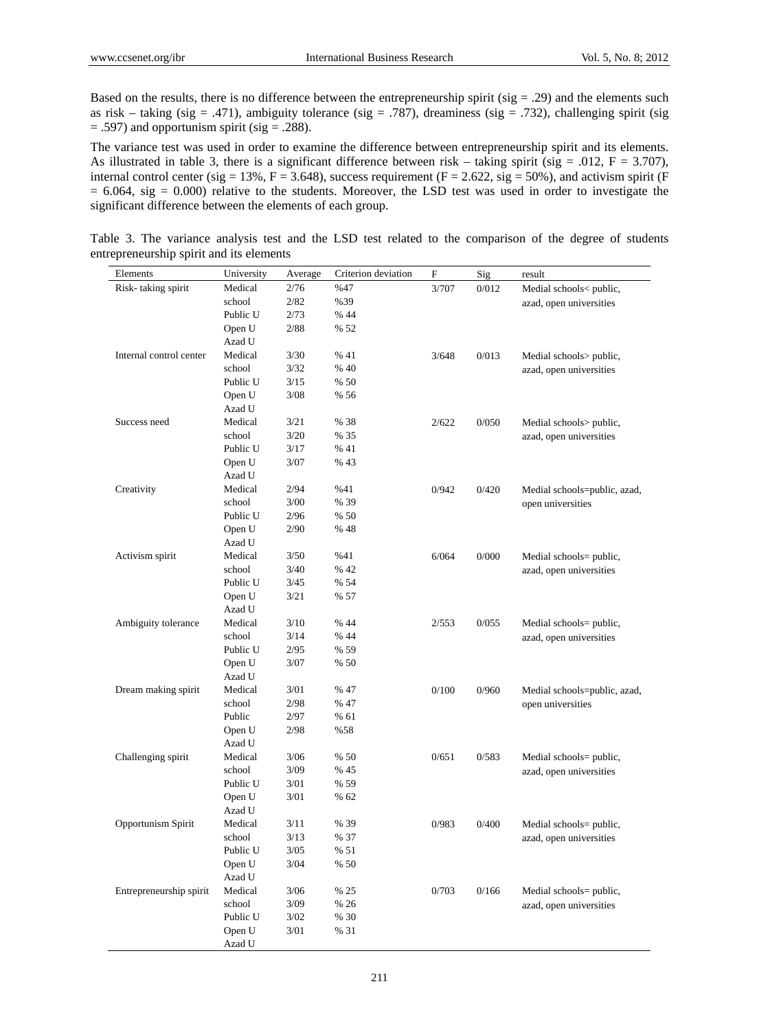Based on the results, there is no difference between the entrepreneurship spirit (sig = .29) and the elements such as risk – taking (sig = .471), ambiguity tolerance (sig = .787), dreaminess (sig = .732), challenging spirit (sig = .597) and opportunism spirit (sig = .288).

The variance test was used in order to examine the difference between entrepreneurship spirit and its elements. As illustrated in table 3, there is a significant difference between risk – taking spirit (sig = .012, F = 3.707), internal control center (sig = 13%, F = 3.648), success requirement (F = 2.622, sig = 50%), and activism spirit (F = 6.064, sig = 0.000) relative to the students. Moreover, the LSD test was used in order to investigate the significant difference between the elements of each group.

Table 3. The variance analysis test and the LSD test related to the comparison of the degree of students entrepreneurship spirit and its elements

| Elements | University | Average | Criterion deviation | F | Sig | result |
|---|---|---|---|---|---|---|
| Risk- taking spirit | Medical school | 2/76 | %47 | 3/707 | 0/012 | Medial schools< public, azad, open universities |
| | Public U | 2/82 | %39 | | | |
| | Open U | 2/73 | % 44 | | | |
| | Azad U | 2/88 | % 52 | | | |
| Internal control center | Medical school | 3/30 | % 41 | 3/648 | 0/013 | Medial schools> public, azad, open universities |
| | Public U | 3/32 | % 40 | | | |
| | Open U | 3/15 | % 50 | | | |
| | Azad U | 3/08 | % 56 | | | |
| Success need | Medical school | 3/21 | % 38 | 2/622 | 0/050 | Medial schools> public, azad, open universities |
| | Public U | 3/20 | % 35 | | | |
| | Open U | 3/17 | % 41 | | | |
| | Azad U | 3/07 | % 43 | | | |
| Creativity | Medical school | 2/94 | %41 | 0/942 | 0/420 | Medial schools=public, azad, open universities |
| | Public U | 3/00 | % 39 | | | |
| | Open U | 2/96 | % 50 | | | |
| | Azad U | 2/90 | % 48 | | | |
| Activism spirit | Medical school | 3/50 | %41 | 6/064 | 0/000 | Medial schools= public, azad, open universities |
| | Public U | 3/40 | % 42 | | | |
| | Open U | 3/45 | % 54 | | | |
| | Azad U | 3/21 | % 57 | | | |
| Ambiguity tolerance | Medical school | 3/10 | % 44 | 2/553 | 0/055 | Medial schools= public, azad, open universities |
| | Public U | 3/14 | % 44 | | | |
| | Open U | 2/95 | % 59 | | | |
| | Azad U | 3/07 | % 50 | | | |
| Dream making spirit | Medical school | 3/01 | % 47 | 0/100 | 0/960 | Medial schools=public, azad, open universities |
| | Public | 2/98 | % 47 | | | |
| | Open U | 2/97 | % 61 | | | |
| | Azad U | 2/98 | %58 | | | |
| Challenging spirit | Medical school | 3/06 | % 50 | 0/651 | 0/583 | Medial schools= public, azad, open universities |
| | Public U | 3/09 | % 45 | | | |
| | Open U | 3/01 | % 59 | | | |
| | Azad U | 3/01 | % 62 | | | |
| Opportunism Spirit | Medical school | 3/11 | % 39 | 0/983 | 0/400 | Medial schools= public, azad, open universities |
| | Public U | 3/13 | % 37 | | | |
| | Open U | 3/05 | % 51 | | | |
| | Azad U | 3/04 | % 50 | | | |
| Entrepreneurship spirit | Medical school | 3/06 | % 25 | 0/703 | 0/166 | Medial schools= public, azad, open universities |
| | Public U | 3/09 | % 26 | | | |
| | Open U | 3/02 | % 30 | | | |
| | Azad U | 3/01 | % 31 | | | |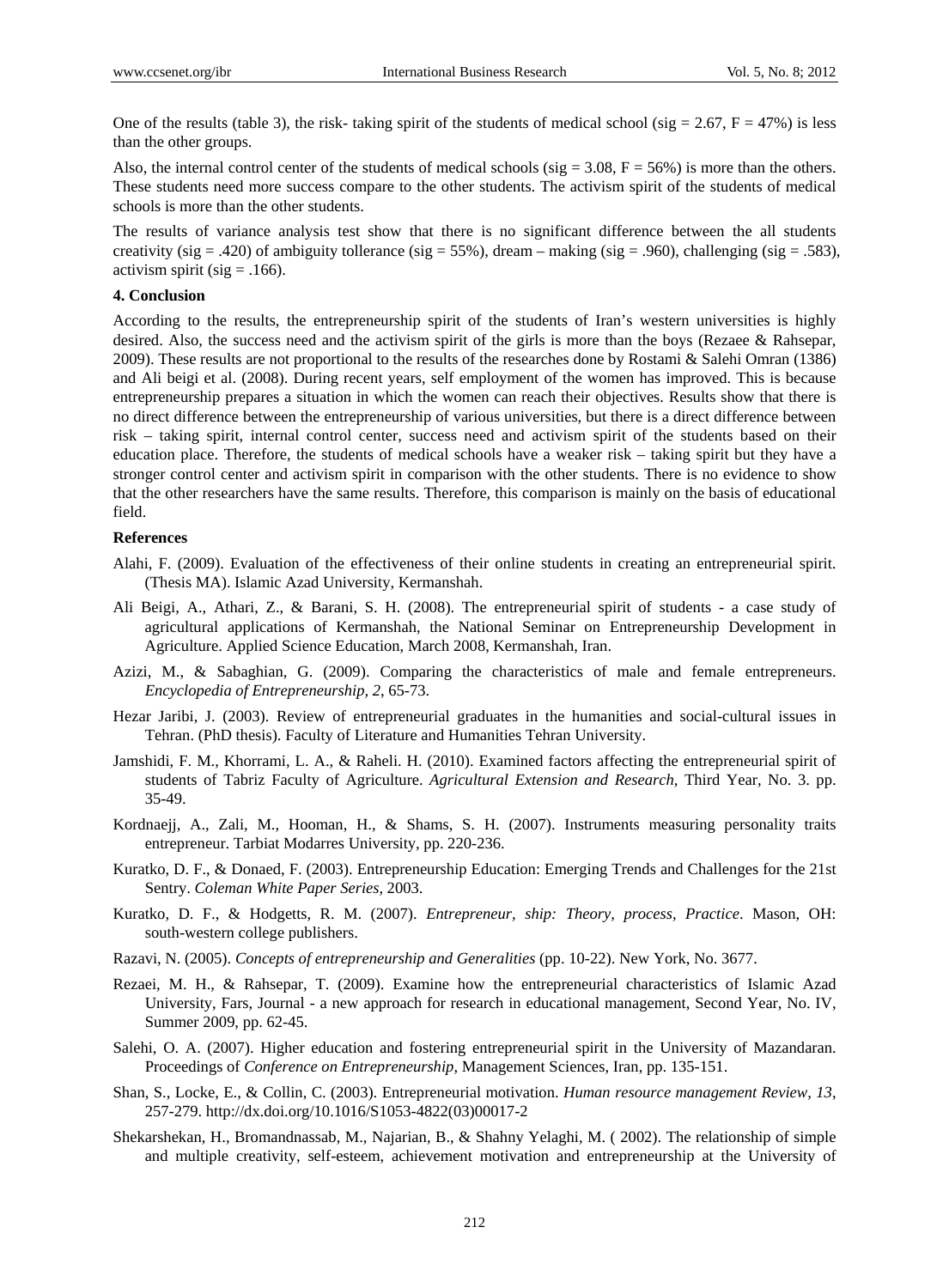One of the results (table 3), the risk- taking spirit of the students of medical school (sig = 2.67, F = 47%) is less than the other groups.

Also, the internal control center of the students of medical schools (sig = 3.08, F = 56%) is more than the others. These students need more success compare to the other students. The activism spirit of the students of medical schools is more than the other students.

The results of variance analysis test show that there is no significant difference between the all students creativity (sig = .420) of ambiguity tollerance (sig = 55%), dream – making (sig = .960), challenging (sig = .583), activism spirit (sig = .166).

### 4. Conclusion

According to the results, the entrepreneurship spirit of the students of Iran's western universities is highly desired. Also, the success need and the activism spirit of the girls is more than the boys (Rezaee & Rahsepar, 2009). These results are not proportional to the results of the researches done by Rostami & Salehi Omran (1386) and Ali beigi et al. (2008). During recent years, self employment of the women has improved. This is because entrepreneurship prepares a situation in which the women can reach their objectives. Results show that there is no direct difference between the entrepreneurship of various universities, but there is a direct difference between risk – taking spirit, internal control center, success need and activism spirit of the students based on their education place. Therefore, the students of medical schools have a weaker risk – taking spirit but they have a stronger control center and activism spirit in comparison with the other students. There is no evidence to show that the other researchers have the same results. Therefore, this comparison is mainly on the basis of educational field.

### References

Alahi, F. (2009). Evaluation of the effectiveness of their online students in creating an entrepreneurial spirit. (Thesis MA). Islamic Azad University, Kermanshah.

Ali Beigi, A., Athari, Z., & Barani, S. H. (2008). The entrepreneurial spirit of students - a case study of agricultural applications of Kermanshah, the National Seminar on Entrepreneurship Development in Agriculture. Applied Science Education, March 2008, Kermanshah, Iran.

Azizi, M., & Sabaghian, G. (2009). Comparing the characteristics of male and female entrepreneurs. *Encyclopedia of Entrepreneurship, 2,* 65-73.

Hezar Jaribi, J. (2003). Review of entrepreneurial graduates in the humanities and social-cultural issues in Tehran. (PhD thesis). Faculty of Literature and Humanities Tehran University.

Jamshidi, F. M., Khorrami, L. A., & Raheli. H. (2010). Examined factors affecting the entrepreneurial spirit of students of Tabriz Faculty of Agriculture. *Agricultural Extension and Research*, Third Year, No. 3. pp. 35-49.

Kordnaejj, A., Zali, M., Hooman, H., & Shams, S. H. (2007). Instruments measuring personality traits entrepreneur. Tarbiat Modarres University, pp. 220-236.

Kuratko, D. F., & Donaed, F. (2003). Entrepreneurship Education: Emerging Trends and Challenges for the 21st Sentry. *Coleman White Paper Series*, 2003.

Kuratko, D. F., & Hodgetts, R. M. (2007). *Entrepreneur, ship: Theory, process, Practice*. Mason, OH: south-western college publishers.

Razavi, N. (2005). *Concepts of entrepreneurship and Generalities* (pp. 10-22). New York, No. 3677.

Rezaei, M. H., & Rahsepar, T. (2009). Examine how the entrepreneurial characteristics of Islamic Azad University, Fars, Journal - a new approach for research in educational management, Second Year, No. IV, Summer 2009, pp. 62-45.

Salehi, O. A. (2007). Higher education and fostering entrepreneurial spirit in the University of Mazandaran. Proceedings of *Conference on Entrepreneurship*, Management Sciences, Iran, pp. 135-151.

Shan, S., Locke, E., & Collin, C. (2003). Entrepreneurial motivation. *Human resource management Review, 13*, 257-279. http://dx.doi.org/10.1016/S1053-4822(03)00017-2

Shekarshekan, H., Bromandnassab, M., Najarian, B., & Shahny Yelaghi, M. ( 2002). The relationship of simple and multiple creativity, self-esteem, achievement motivation and entrepreneurship at the University of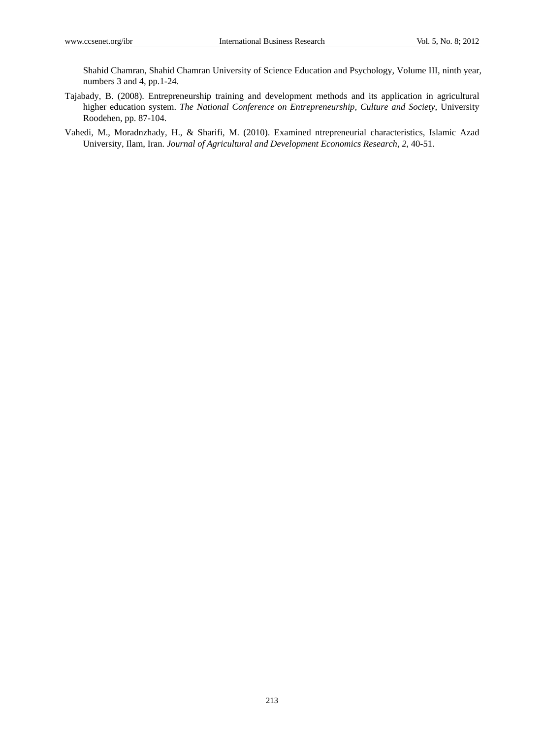Shahid Chamran, Shahid Chamran University of Science Education and Psychology, Volume III, ninth year, numbers 3 and 4, pp.1-24.

Tajabady, B. (2008). Entrepreneurship training and development methods and its application in agricultural higher education system. *The National Conference on Entrepreneurship, Culture and Society*, University Roodehen, pp. 87-104.

Vahedi, M., Moradnzhady, H., & Sharifi, M. (2010). Examined ntrepreneurial characteristics, Islamic Azad University, Ilam, Iran. *Journal of Agricultural and Development Economics Research*, *2*, 40-51.